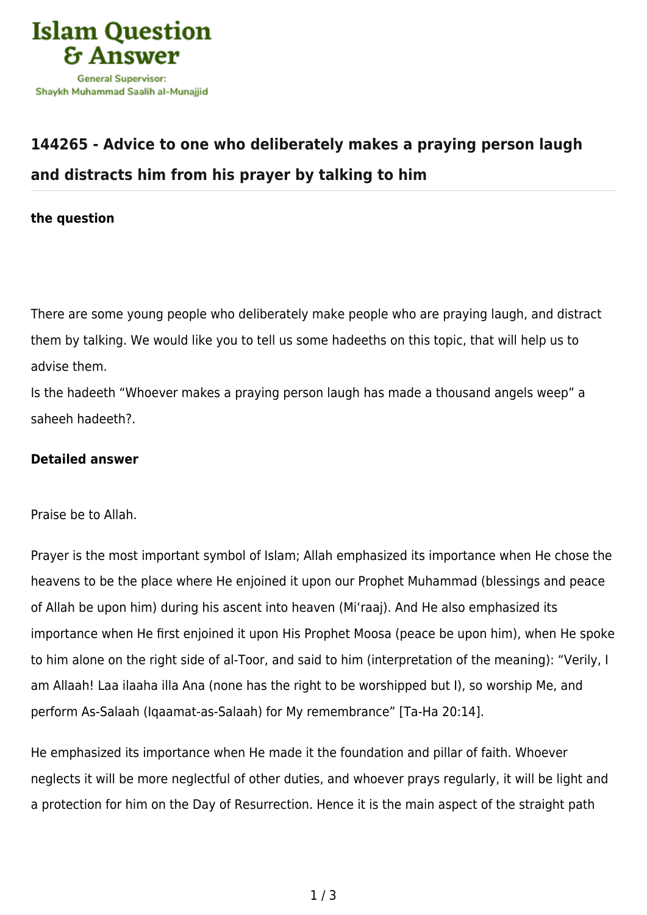# 144265 - Advice to one who deliberately makes a praying person laugh and distracts him from his prayer by talking to him

**the question**

There are some young people who deliberately make people who are praying laugh, and distract them by talking. We would like you to tell us some hadeeths on this topic, that will help us to advise them.
Is the hadeeth "Whoever makes a praying person laugh has made a thousand angels weep" a saheeh hadeeth?.

**Detailed answer**

Praise be to Allah.

Prayer is the most important symbol of Islam; Allah emphasized its importance when He chose the heavens to be the place where He enjoined it upon our Prophet Muhammad (blessings and peace of Allah be upon him) during his ascent into heaven (Mi'raaj). And He also emphasized its importance when He first enjoined it upon His Prophet Moosa (peace be upon him), when He spoke to him alone on the right side of al-Toor, and said to him (interpretation of the meaning): "Verily, I am Allaah! Laa ilaaha illa Ana (none has the right to be worshipped but I), so worship Me, and perform As-Salaah (Iqaamat-as-Salaah) for My remembrance" [Ta-Ha 20:14].

He emphasized its importance when He made it the foundation and pillar of faith. Whoever neglects it will be more neglectful of other duties, and whoever prays regularly, it will be light and a protection for him on the Day of Resurrection. Hence it is the main aspect of the straight path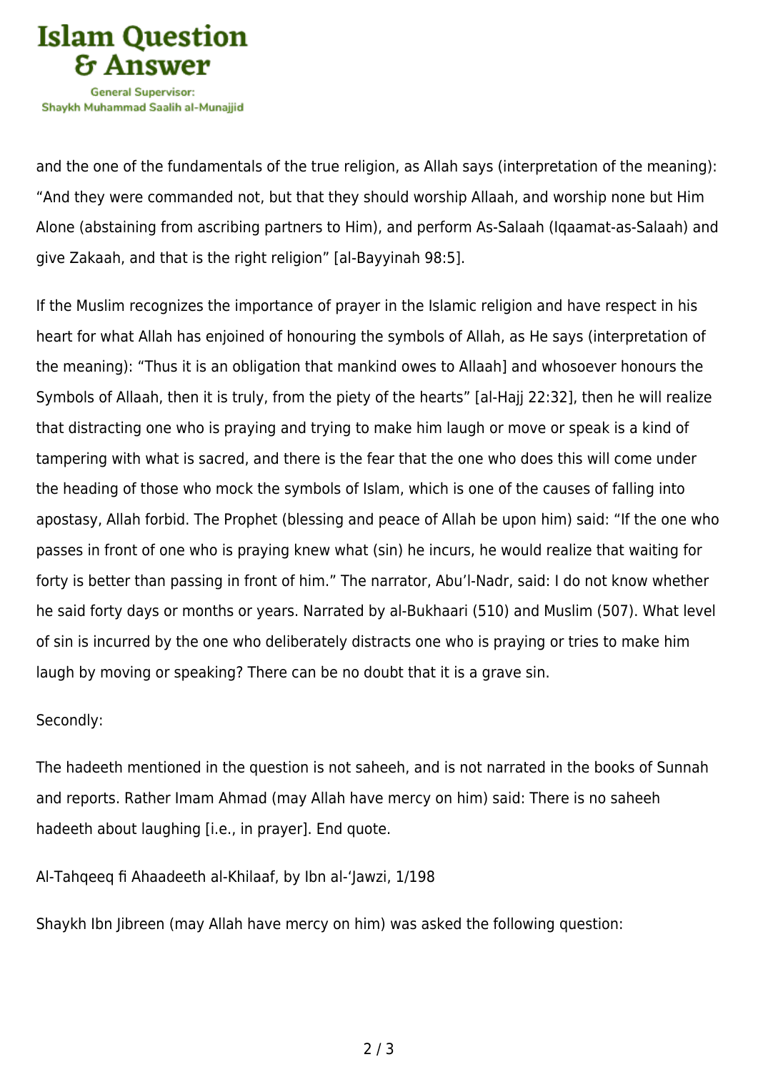and the one of the fundamentals of the true religion, as Allah says (interpretation of the meaning): “And they were commanded not, but that they should worship Allaah, and worship none but Him Alone (abstaining from ascribing partners to Him), and perform As-Salaah (Iqaamat-as-Salaah) and give Zakaah, and that is the right religion” [al-Bayyinah 98:5].

If the Muslim recognizes the importance of prayer in the Islamic religion and have respect in his heart for what Allah has enjoined of honouring the symbols of Allah, as He says (interpretation of the meaning): “Thus it is an obligation that mankind owes to Allaah] and whosoever honours the Symbols of Allaah, then it is truly, from the piety of the hearts” [al-Hajj 22:32], then he will realize that distracting one who is praying and trying to make him laugh or move or speak is a kind of tampering with what is sacred, and there is the fear that the one who does this will come under the heading of those who mock the symbols of Islam, which is one of the causes of falling into apostasy, Allah forbid. The Prophet (blessing and peace of Allah be upon him) said: “If the one who passes in front of one who is praying knew what (sin) he incurs, he would realize that waiting for forty is better than passing in front of him.” The narrator, Abu’l-Nadr, said: I do not know whether he said forty days or months or years. Narrated by al-Bukhaari (510) and Muslim (507). What level of sin is incurred by the one who deliberately distracts one who is praying or tries to make him laugh by moving or speaking? There can be no doubt that it is a grave sin.

Secondly:

The hadeeth mentioned in the question is not saheeh, and is not narrated in the books of Sunnah and reports. Rather Imam Ahmad (may Allah have mercy on him) said: There is no saheeh hadeeth about laughing [i.e., in prayer]. End quote.

Al-Tahqeeq fi Ahaadeeth al-Khilaaf, by Ibn al-‘Jawzi, 1/198

Shaykh Ibn Jibreen (may Allah have mercy on him) was asked the following question: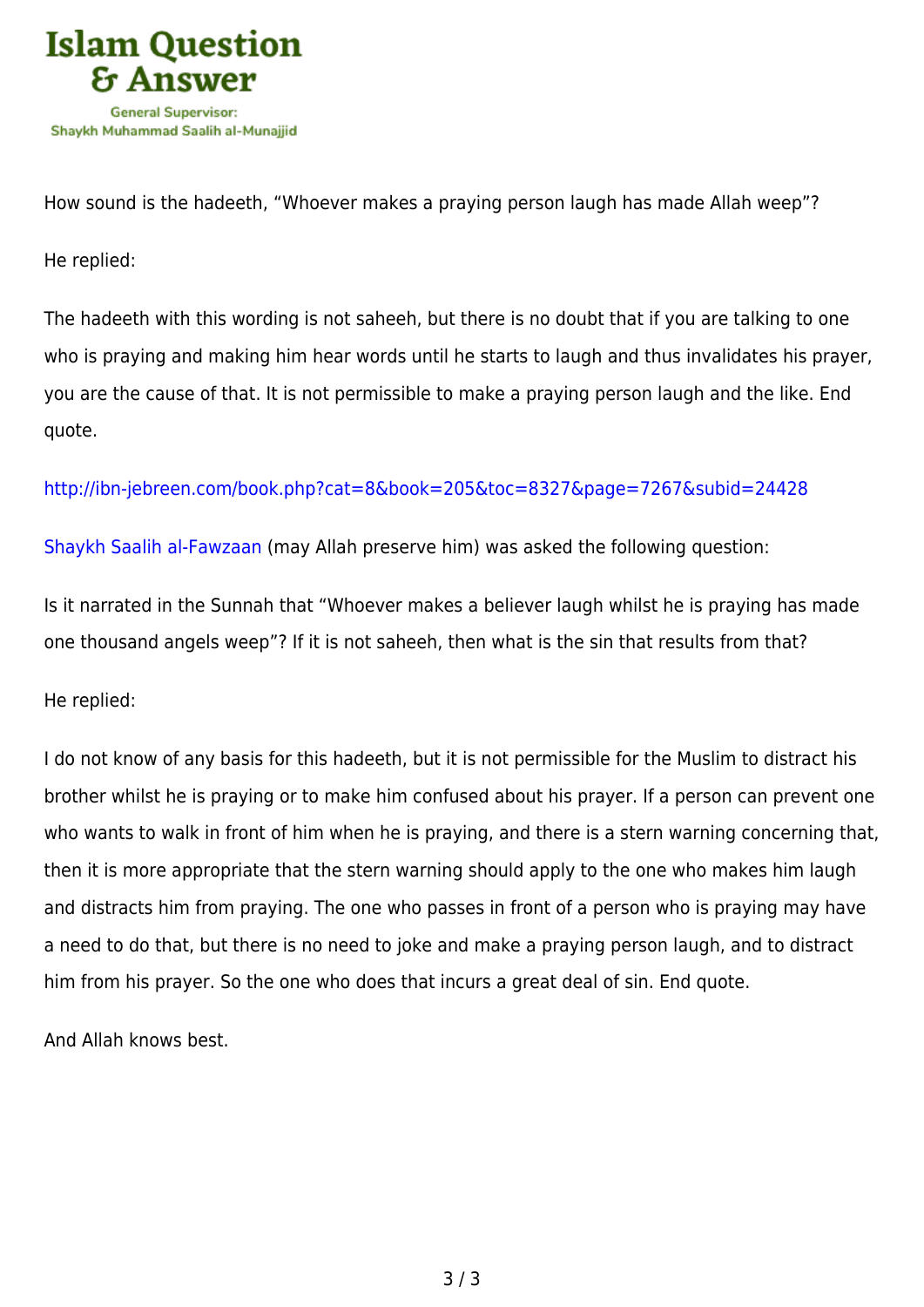How sound is the hadeeth, “Whoever makes a praying person laugh has made Allah weep”?

He replied:

The hadeeth with this wording is not saheeh, but there is no doubt that if you are talking to one who is praying and making him hear words until he starts to laugh and thus invalidates his prayer, you are the cause of that. It is not permissible to make a praying person laugh and the like. End quote.

http://ibn-jebreen.com/book.php?cat=8&book=205&toc=8327&page=7267&subid=24428

Shaykh Saalih al-Fawzaan (may Allah preserve him) was asked the following question:

Is it narrated in the Sunnah that “Whoever makes a believer laugh whilst he is praying has made one thousand angels weep”? If it is not saheeh, then what is the sin that results from that?

He replied:

I do not know of any basis for this hadeeth, but it is not permissible for the Muslim to distract his brother whilst he is praying or to make him confused about his prayer. If a person can prevent one who wants to walk in front of him when he is praying, and there is a stern warning concerning that, then it is more appropriate that the stern warning should apply to the one who makes him laugh and distracts him from praying. The one who passes in front of a person who is praying may have a need to do that, but there is no need to joke and make a praying person laugh, and to distract him from his prayer. So the one who does that incurs a great deal of sin. End quote.

And Allah knows best.